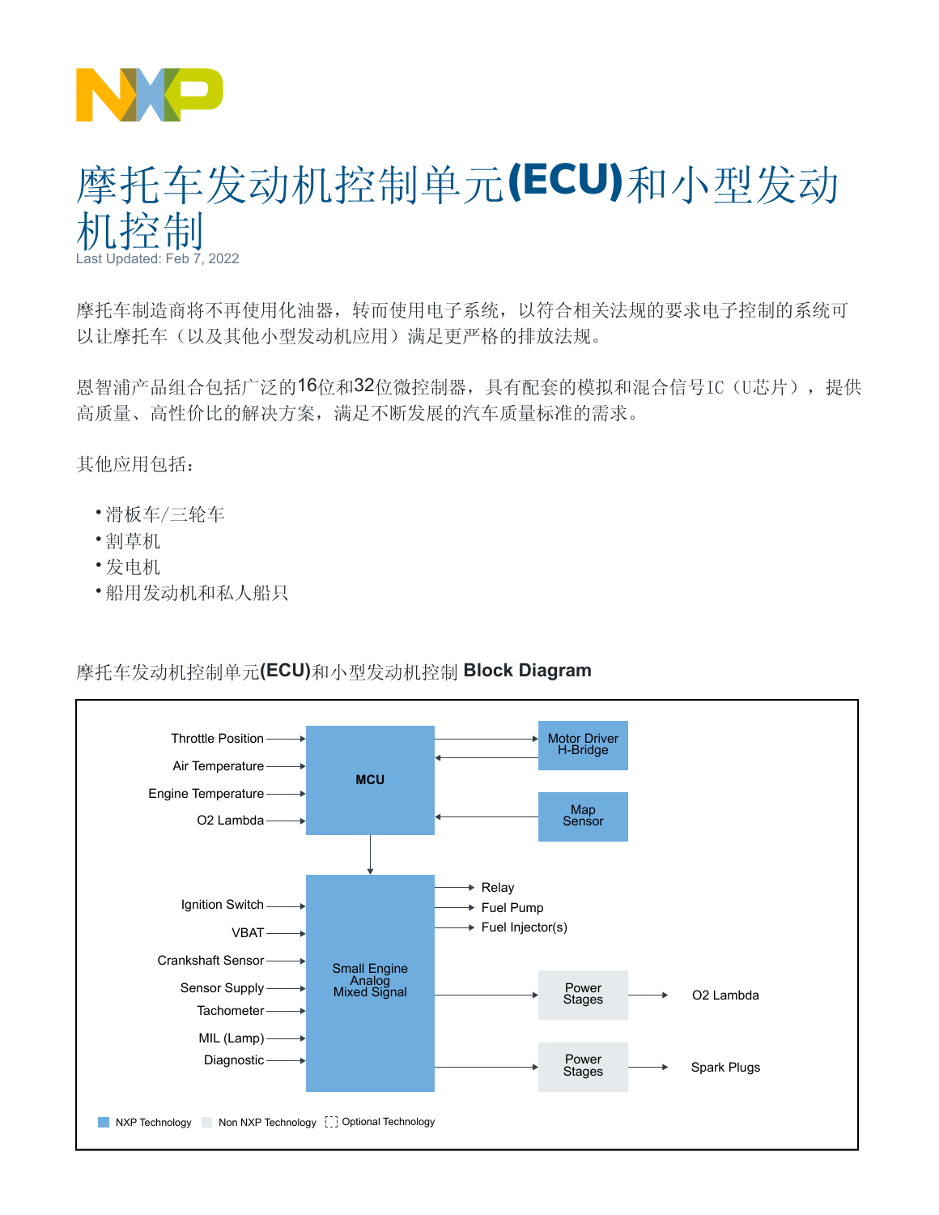# 摩托车发动机控制单元(ECU)和小型发动机控制

Last Updated: Feb 7, 2022

摩托车制造商将不再使用化油器，转而使用电子系统，以符合相关法规的要求电子控制的系统可以让摩托车（以及其他小型发动机应用）满足更严格的排放法规。

恩智浦产品组合包括广泛的16位和32位微控制器，具有配套的模拟和混合信号IC（U芯片），提供高质量、高性价比的解决方案，满足不断发展的汽车质量标准的需求。

其他应用包括：

- 滑板车/三轮车
- 割草机
- 发电机
- 船用发动机和私人船只

## 摩托车发动机控制单元(ECU)和小型发动机控制 Block Diagram

Throttle Position
Air Temperature
Engine Temperature
O2 Lambda
MCU
Motor Driver H-Bridge
Map Sensor
Ignition Switch
VBAT
Crankshaft Sensor
Sensor Supply
Tachometer
MIL (Lamp)
Diagnostic
Small Engine Analog Mixed Signal
Relay
Fuel Pump
Fuel Injector(s)
Power Stages
O2 Lambda
Power Stages
Spark Plugs

NXP Technology　Non NXP Technology　Optional Technology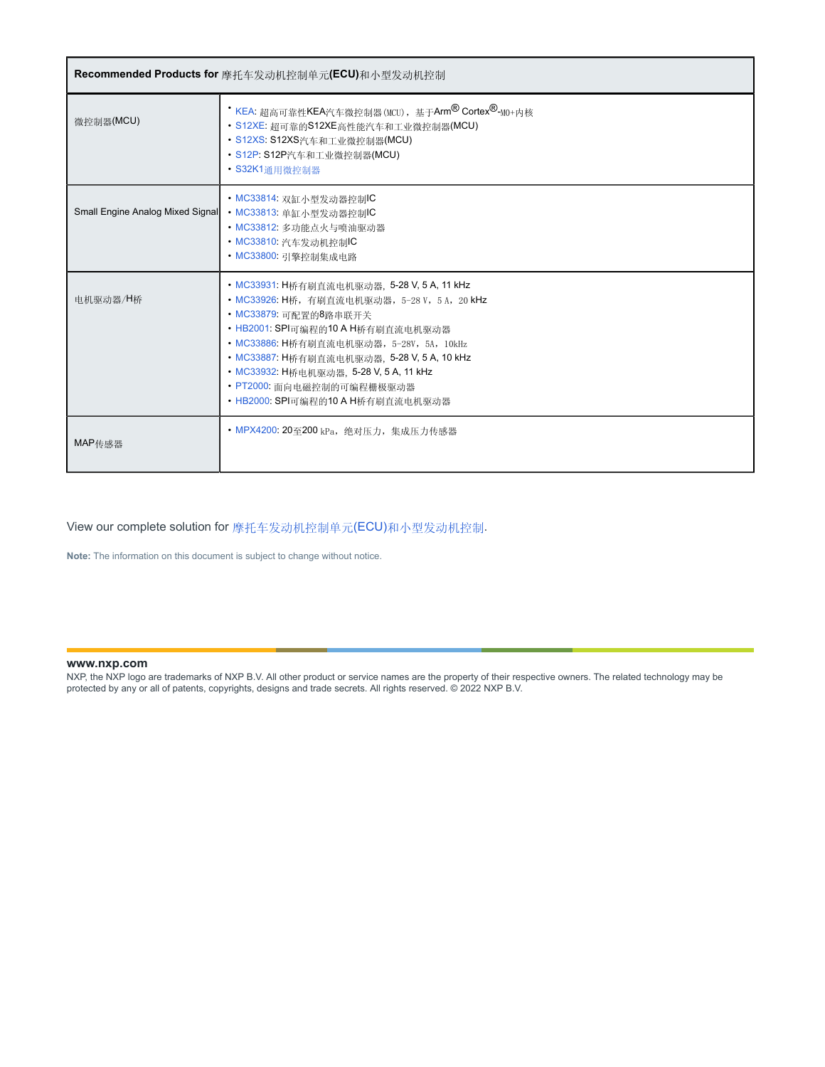| Recommended Products for 摩托车发动机控制单元(ECU)和小型发动机控制 | |
|---|---|
| 微控制器(MCU) | • KEA: 超高可靠性KEA汽车微控制器(MCU)，基于Arm® Cortex®-M0+内核<br>• S12XE: 超可靠的S12XE高性能汽车和工业微控制器(MCU)<br>• S12XS: S12XS汽车和工业微控制器(MCU)<br>• S12P: S12P汽车和工业微控制器(MCU)<br>• S32K1通用微控制器 |
| Small Engine Analog Mixed Signal | • MC33814: 双缸小型发动器控制IC<br>• MC33813: 单缸小型发动器控制IC<br>• MC33812: 多功能点火与喷油驱动器<br>• MC33810: 汽车发动机控制IC<br>• MC33800: 引擎控制集成电路 |
| 电机驱动器/H桥 | • MC33931: H桥有刷直流电机驱动器，5-28 V, 5 A, 11 kHz<br>• MC33926: H桥，有刷直流电机驱动器，5-28 V，5 A，20 kHz<br>• MC33879: 可配置的8路串联开关<br>• HB2001: SPI可编程的10 A H桥有刷直流电机驱动器<br>• MC33886: H桥有刷直流电机驱动器，5-28V，5A，10kHz<br>• MC33887: H桥有刷直流电机驱动器，5-28 V, 5 A, 10 kHz<br>• MC33932: H桥电机驱动器，5-28 V, 5 A, 11 kHz<br>• PT2000: 面向电磁控制的可编程栅极驱动器<br>• HB2000: SPI可编程的10 A H桥有刷直流电机驱动器 |
| MAP传感器 | • MPX4200: 20至200 kPa，绝对压力，集成压力传感器 |

View our complete solution for 摩托车发动机控制单元(ECU)和小型发动机控制.

**Note:** The information on this document is subject to change without notice.

**www.nxp.com**

NXP, the NXP logo are trademarks of NXP B.V. All other product or service names are the property of their respective owners. The related technology may be protected by any or all of patents, copyrights, designs and trade secrets. All rights reserved. © 2022 NXP B.V.